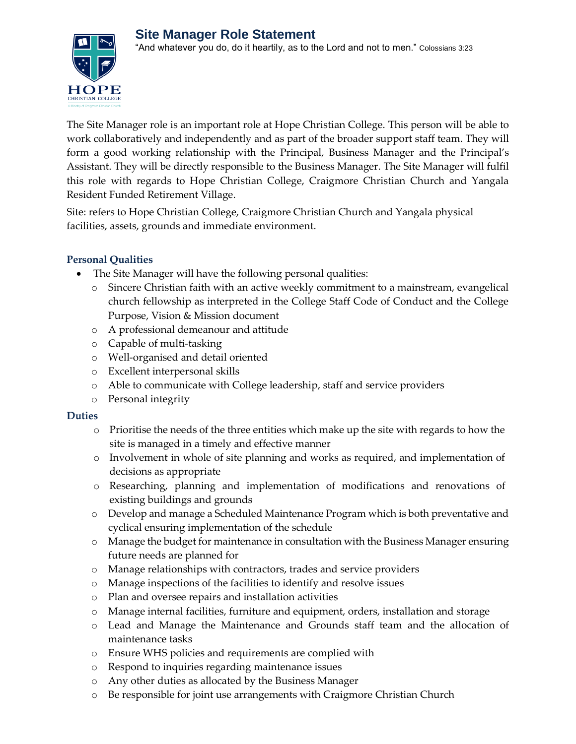# Site Manager Role Statement

"And whatever you do, do it heartily, as to the Lord and not to men." Colossians 3:23

The Site Manager role is an important role at Hope Christian College. This person will be able to work collaboratively and independently and as part of the broader support staff team. They will form a good working relationship with the Principal, Business Manager and the Principal's Assistant. They will be directly responsible to the Business Manager. The Site Manager will fulfil this role with regards to Hope Christian College, Craigmore Christian Church and Yangala Resident Funded Retirement Village.

Site: refers to Hope Christian College, Craigmore Christian Church and Yangala physical facilities, assets, grounds and immediate environment.

### Personal Qualities

- The Site Manager will have the following personal qualities:
  - Sincere Christian faith with an active weekly commitment to a mainstream, evangelical church fellowship as interpreted in the College Staff Code of Conduct and the College Purpose, Vision & Mission document
  - A professional demeanour and attitude
  - Capable of multi-tasking
  - Well-organised and detail oriented
  - Excellent interpersonal skills
  - Able to communicate with College leadership, staff and service providers
  - Personal integrity

### Duties

- Prioritise the needs of the three entities which make up the site with regards to how the site is managed in a timely and effective manner
- Involvement in whole of site planning and works as required, and implementation of decisions as appropriate
- Researching, planning and implementation of modifications and renovations of existing buildings and grounds
- Develop and manage a Scheduled Maintenance Program which is both preventative and cyclical ensuring implementation of the schedule
- Manage the budget for maintenance in consultation with the Business Manager ensuring future needs are planned for
- Manage relationships with contractors, trades and service providers
- Manage inspections of the facilities to identify and resolve issues
- Plan and oversee repairs and installation activities
- Manage internal facilities, furniture and equipment, orders, installation and storage
- Lead and Manage the Maintenance and Grounds staff team and the allocation of maintenance tasks
- Ensure WHS policies and requirements are complied with
- Respond to inquiries regarding maintenance issues
- Any other duties as allocated by the Business Manager
- Be responsible for joint use arrangements with Craigmore Christian Church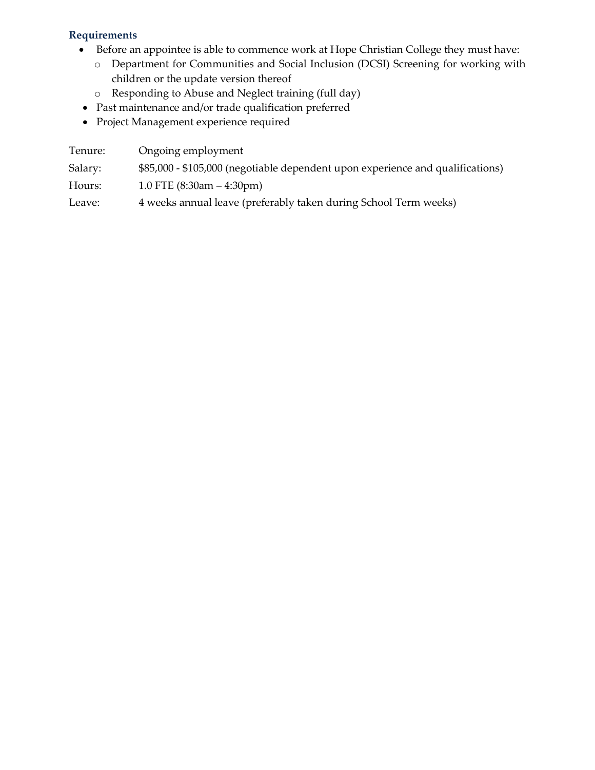### Requirements

- Before an appointee is able to commence work at Hope Christian College they must have:
  - Department for Communities and Social Inclusion (DCSI) Screening for working with children or the update version thereof
  - Responding to Abuse and Neglect training (full day)
- Past maintenance and/or trade qualification preferred
- Project Management experience required

| | |
|---|---|
| Tenure: | Ongoing employment |
| Salary: | $85,000 - $105,000 (negotiable dependent upon experience and qualifications) |
| Hours: | 1.0 FTE (8:30am – 4:30pm) |
| Leave: | 4 weeks annual leave (preferably taken during School Term weeks) |